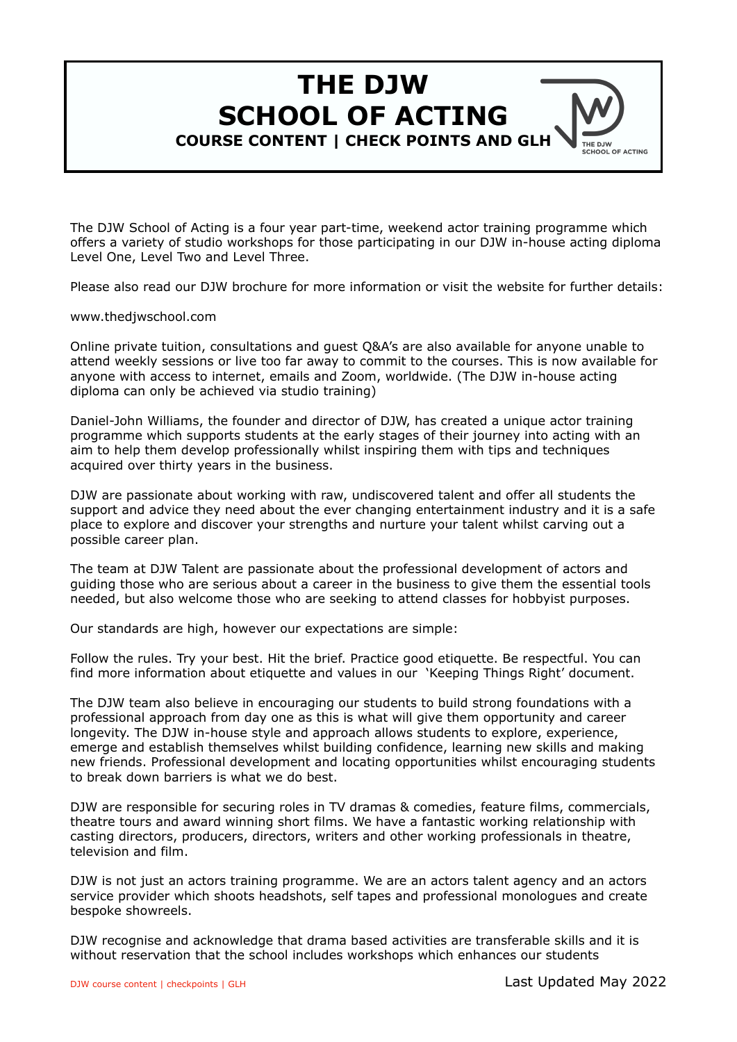# THE DJW SCHOOL OF ACTING

### COURSE CONTENT | CHECK POINTS AND GLH

The DJW School of Acting is a four year part-time, weekend actor training programme which offers a variety of studio workshops for those participating in our DJW in-house acting diploma Level One, Level Two and Level Three.

Please also read our DJW brochure for more information or visit the website for further details:

www.thedjwschool.com

Online private tuition, consultations and guest Q&A's are also available for anyone unable to attend weekly sessions or live too far away to commit to the courses. This is now available for anyone with access to internet, emails and Zoom, worldwide. (The DJW in-house acting diploma can only be achieved via studio training)

Daniel-John Williams, the founder and director of DJW, has created a unique actor training programme which supports students at the early stages of their journey into acting with an aim to help them develop professionally whilst inspiring them with tips and techniques acquired over thirty years in the business.

DJW are passionate about working with raw, undiscovered talent and offer all students the support and advice they need about the ever changing entertainment industry and it is a safe place to explore and discover your strengths and nurture your talent whilst carving out a possible career plan.

The team at DJW Talent are passionate about the professional development of actors and guiding those who are serious about a career in the business to give them the essential tools needed, but also welcome those who are seeking to attend classes for hobbyist purposes.

Our standards are high, however our expectations are simple:

Follow the rules. Try your best. Hit the brief. Practice good etiquette. Be respectful. You can find more information about etiquette and values in our 'Keeping Things Right' document.

The DJW team also believe in encouraging our students to build strong foundations with a professional approach from day one as this is what will give them opportunity and career longevity. The DJW in-house style and approach allows students to explore, experience, emerge and establish themselves whilst building confidence, learning new skills and making new friends. Professional development and locating opportunities whilst encouraging students to break down barriers is what we do best.

DJW are responsible for securing roles in TV dramas & comedies, feature films, commercials, theatre tours and award winning short films. We have a fantastic working relationship with casting directors, producers, directors, writers and other working professionals in theatre, television and film.

DJW is not just an actors training programme. We are an actors talent agency and an actors service provider which shoots headshots, self tapes and professional monologues and create bespoke showreels.

DJW recognise and acknowledge that drama based activities are transferable skills and it is without reservation that the school includes workshops which enhances our students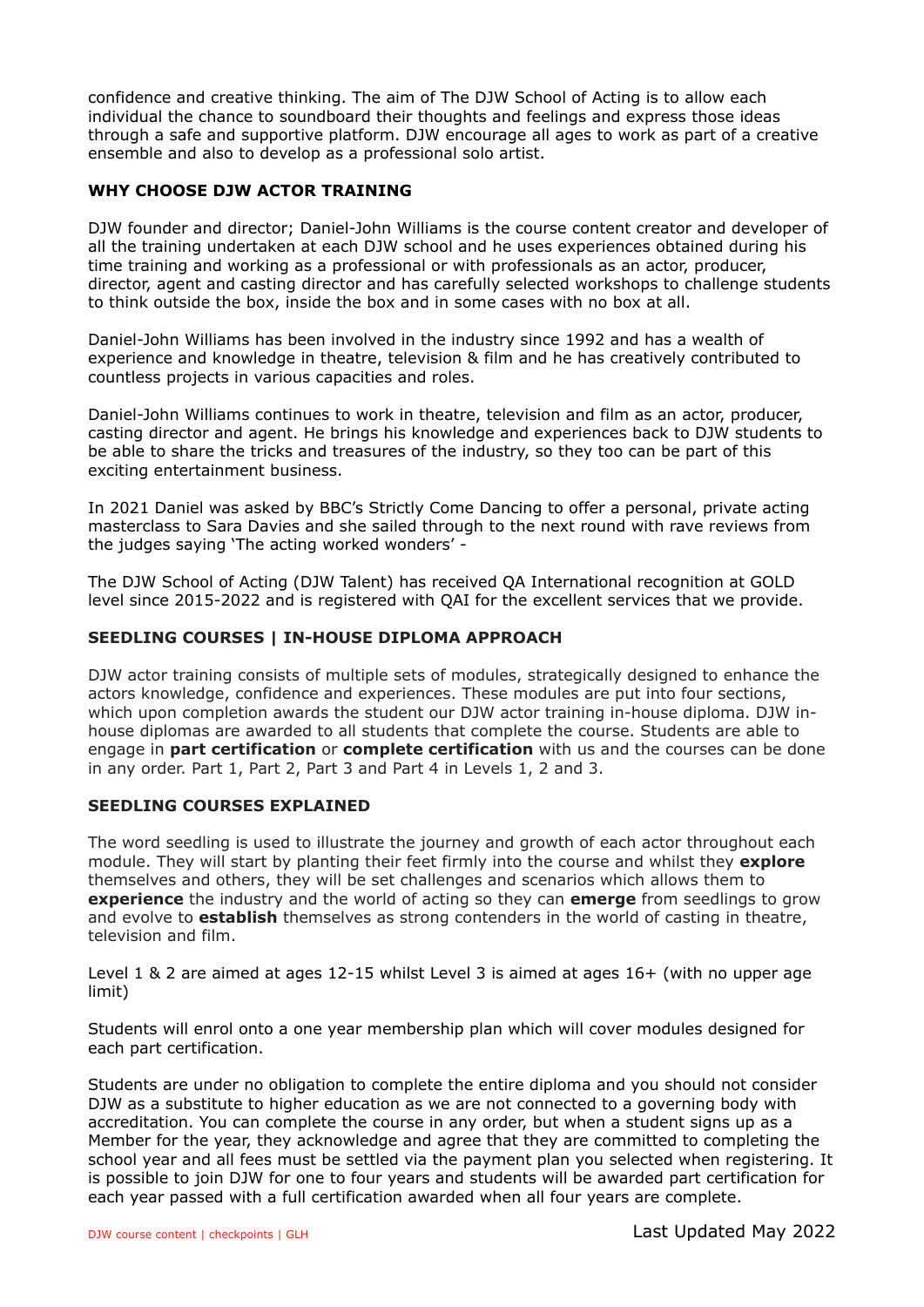confidence and creative thinking. The aim of The DJW School of Acting is to allow each individual the chance to soundboard their thoughts and feelings and express those ideas through a safe and supportive platform. DJW encourage all ages to work as part of a creative ensemble and also to develop as a professional solo artist.

## WHY CHOOSE DJW ACTOR TRAINING

DJW founder and director; Daniel-John Williams is the course content creator and developer of all the training undertaken at each DJW school and he uses experiences obtained during his time training and working as a professional or with professionals as an actor, producer, director, agent and casting director and has carefully selected workshops to challenge students to think outside the box, inside the box and in some cases with no box at all.

Daniel-John Williams has been involved in the industry since 1992 and has a wealth of experience and knowledge in theatre, television & film and he has creatively contributed to countless projects in various capacities and roles.

Daniel-John Williams continues to work in theatre, television and film as an actor, producer, casting director and agent. He brings his knowledge and experiences back to DJW students to be able to share the tricks and treasures of the industry, so they too can be part of this exciting entertainment business.

In 2021 Daniel was asked by BBC's Strictly Come Dancing to offer a personal, private acting masterclass to Sara Davies and she sailed through to the next round with rave reviews from the judges saying 'The acting worked wonders' -

The DJW School of Acting (DJW Talent) has received QA International recognition at GOLD level since 2015-2022 and is registered with QAI for the excellent services that we provide.

## SEEDLING COURSES | IN-HOUSE DIPLOMA APPROACH

DJW actor training consists of multiple sets of modules, strategically designed to enhance the actors knowledge, confidence and experiences. These modules are put into four sections, which upon completion awards the student our DJW actor training in-house diploma. DJW in-house diplomas are awarded to all students that complete the course. Students are able to engage in **part certification** or **complete certification** with us and the courses can be done in any order. Part 1, Part 2, Part 3 and Part 4 in Levels 1, 2 and 3.

## SEEDLING COURSES EXPLAINED

The word seedling is used to illustrate the journey and growth of each actor throughout each module. They will start by planting their feet firmly into the course and whilst they **explore** themselves and others, they will be set challenges and scenarios which allows them to **experience** the industry and the world of acting so they can **emerge** from seedlings to grow and evolve to **establish** themselves as strong contenders in the world of casting in theatre, television and film.

Level 1 & 2 are aimed at ages 12-15 whilst Level 3 is aimed at ages 16+ (with no upper age limit)

Students will enrol onto a one year membership plan which will cover modules designed for each part certification.

Students are under no obligation to complete the entire diploma and you should not consider DJW as a substitute to higher education as we are not connected to a governing body with accreditation. You can complete the course in any order, but when a student signs up as a Member for the year, they acknowledge and agree that they are committed to completing the school year and all fees must be settled via the payment plan you selected when registering. It is possible to join DJW for one to four years and students will be awarded part certification for each year passed with a full certification awarded when all four years are complete.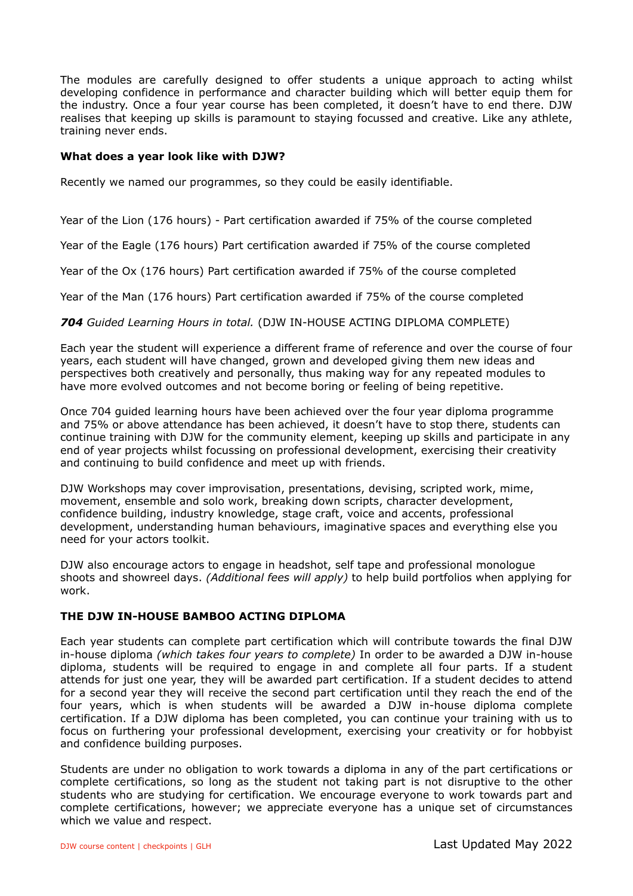The modules are carefully designed to offer students a unique approach to acting whilst developing confidence in performance and character building which will better equip them for the industry. Once a four year course has been completed, it doesn't have to end there. DJW realises that keeping up skills is paramount to staying focussed and creative. Like any athlete, training never ends.

**What does a year look like with DJW?**

Recently we named our programmes, so they could be easily identifiable.

Year of the Lion (176 hours) - Part certification awarded if 75% of the course completed

Year of the Eagle (176 hours) Part certification awarded if 75% of the course completed

Year of the Ox (176 hours) Part certification awarded if 75% of the course completed

Year of the Man (176 hours) Part certification awarded if 75% of the course completed

***704*** *Guided Learning Hours in total.* (DJW IN-HOUSE ACTING DIPLOMA COMPLETE)

Each year the student will experience a different frame of reference and over the course of four years, each student will have changed, grown and developed giving them new ideas and perspectives both creatively and personally, thus making way for any repeated modules to have more evolved outcomes and not become boring or feeling of being repetitive.

Once 704 guided learning hours have been achieved over the four year diploma programme and 75% or above attendance has been achieved, it doesn't have to stop there, students can continue training with DJW for the community element, keeping up skills and participate in any end of year projects whilst focussing on professional development, exercising their creativity and continuing to build confidence and meet up with friends.

DJW Workshops may cover improvisation, presentations, devising, scripted work, mime, movement, ensemble and solo work, breaking down scripts, character development, confidence building, industry knowledge, stage craft, voice and accents, professional development, understanding human behaviours, imaginative spaces and everything else you need for your actors toolkit.

DJW also encourage actors to engage in headshot, self tape and professional monologue shoots and showreel days. *(Additional fees will apply)* to help build portfolios when applying for work.

**THE DJW IN-HOUSE BAMBOO ACTING DIPLOMA**

Each year students can complete part certification which will contribute towards the final DJW in-house diploma *(which takes four years to complete)* In order to be awarded a DJW in-house diploma, students will be required to engage in and complete all four parts. If a student attends for just one year, they will be awarded part certification. If a student decides to attend for a second year they will receive the second part certification until they reach the end of the four years, which is when students will be awarded a DJW in-house diploma complete certification. If a DJW diploma has been completed, you can continue your training with us to focus on furthering your professional development, exercising your creativity or for hobbyist and confidence building purposes.

Students are under no obligation to work towards a diploma in any of the part certifications or complete certifications, so long as the student not taking part is not disruptive to the other students who are studying for certification. We encourage everyone to work towards part and complete certifications, however; we appreciate everyone has a unique set of circumstances which we value and respect.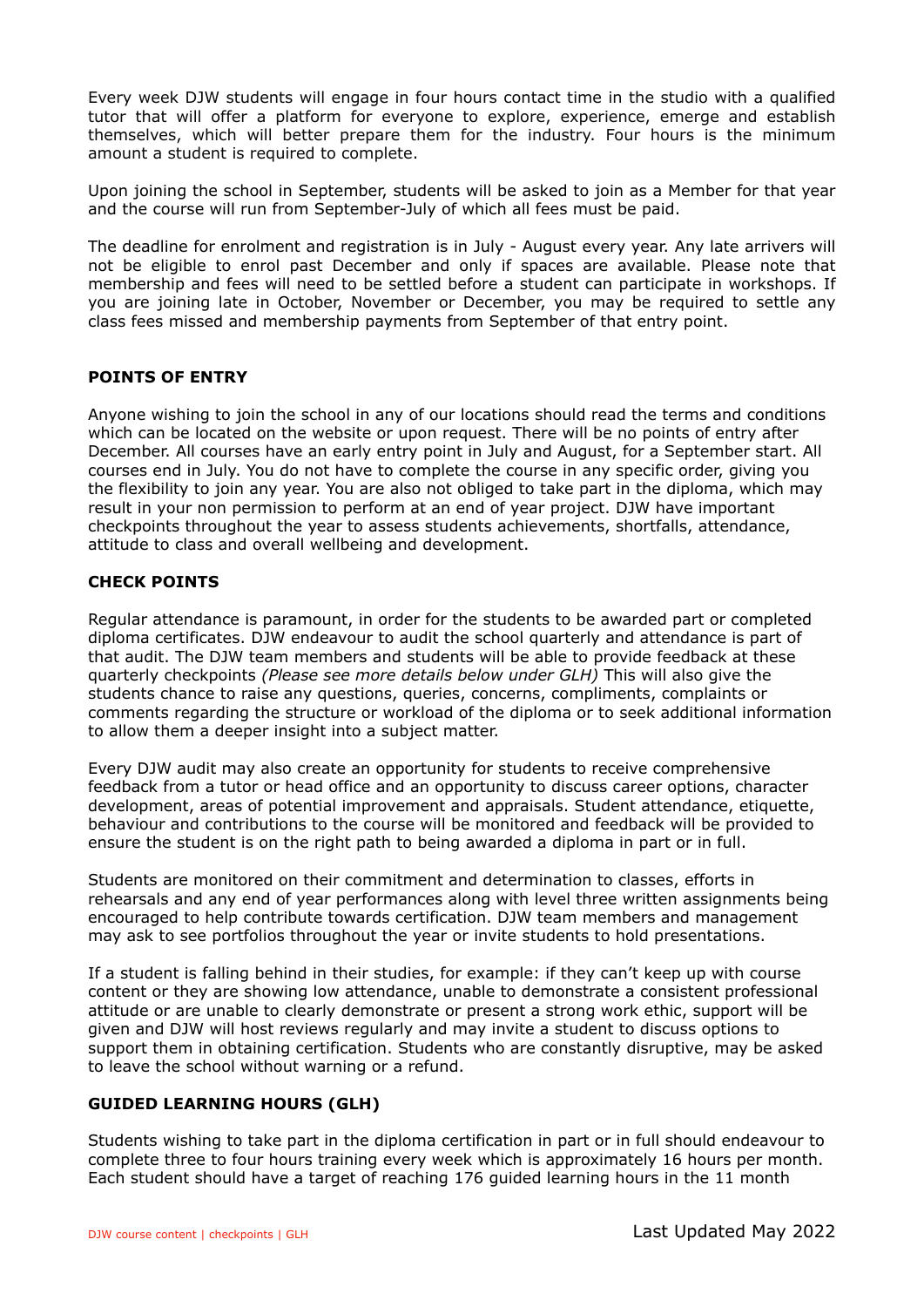Every week DJW students will engage in four hours contact time in the studio with a qualified tutor that will offer a platform for everyone to explore, experience, emerge and establish themselves, which will better prepare them for the industry. Four hours is the minimum amount a student is required to complete.

Upon joining the school in September, students will be asked to join as a Member for that year and the course will run from September-July of which all fees must be paid.

The deadline for enrolment and registration is in July - August every year. Any late arrivers will not be eligible to enrol past December and only if spaces are available. Please note that membership and fees will need to be settled before a student can participate in workshops. If you are joining late in October, November or December, you may be required to settle any class fees missed and membership payments from September of that entry point.

## POINTS OF ENTRY

Anyone wishing to join the school in any of our locations should read the terms and conditions which can be located on the website or upon request. There will be no points of entry after December. All courses have an early entry point in July and August, for a September start. All courses end in July. You do not have to complete the course in any specific order, giving you the flexibility to join any year. You are also not obliged to take part in the diploma, which may result in your non permission to perform at an end of year project. DJW have important checkpoints throughout the year to assess students achievements, shortfalls, attendance, attitude to class and overall wellbeing and development.

## CHECK POINTS

Regular attendance is paramount, in order for the students to be awarded part or completed diploma certificates. DJW endeavour to audit the school quarterly and attendance is part of that audit. The DJW team members and students will be able to provide feedback at these quarterly checkpoints *(Please see more details below under GLH)* This will also give the students chance to raise any questions, queries, concerns, compliments, complaints or comments regarding the structure or workload of the diploma or to seek additional information to allow them a deeper insight into a subject matter.

Every DJW audit may also create an opportunity for students to receive comprehensive feedback from a tutor or head office and an opportunity to discuss career options, character development, areas of potential improvement and appraisals. Student attendance, etiquette, behaviour and contributions to the course will be monitored and feedback will be provided to ensure the student is on the right path to being awarded a diploma in part or in full.

Students are monitored on their commitment and determination to classes, efforts in rehearsals and any end of year performances along with level three written assignments being encouraged to help contribute towards certification. DJW team members and management may ask to see portfolios throughout the year or invite students to hold presentations.

If a student is falling behind in their studies, for example: if they can't keep up with course content or they are showing low attendance, unable to demonstrate a consistent professional attitude or are unable to clearly demonstrate or present a strong work ethic, support will be given and DJW will host reviews regularly and may invite a student to discuss options to support them in obtaining certification. Students who are constantly disruptive, may be asked to leave the school without warning or a refund.

## GUIDED LEARNING HOURS (GLH)

Students wishing to take part in the diploma certification in part or in full should endeavour to complete three to four hours training every week which is approximately 16 hours per month. Each student should have a target of reaching 176 guided learning hours in the 11 month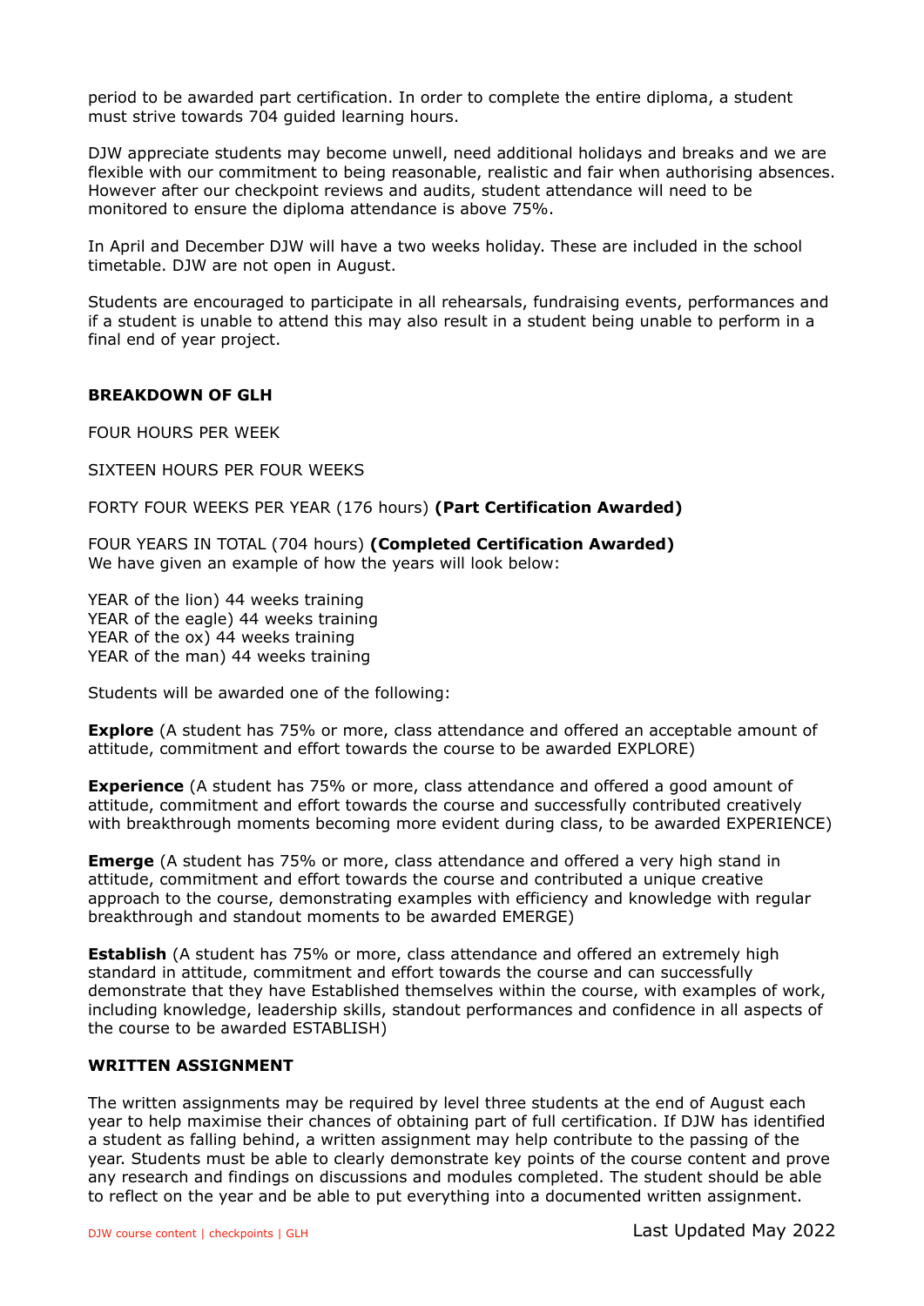period to be awarded part certification. In order to complete the entire diploma, a student must strive towards 704 guided learning hours.

DJW appreciate students may become unwell, need additional holidays and breaks and we are flexible with our commitment to being reasonable, realistic and fair when authorising absences. However after our checkpoint reviews and audits, student attendance will need to be monitored to ensure the diploma attendance is above 75%.

In April and December DJW will have a two weeks holiday. These are included in the school timetable. DJW are not open in August.

Students are encouraged to participate in all rehearsals, fundraising events, performances and if a student is unable to attend this may also result in a student being unable to perform in a final end of year project.

**BREAKDOWN OF GLH**

FOUR HOURS PER WEEK

SIXTEEN HOURS PER FOUR WEEKS

FORTY FOUR WEEKS PER YEAR (176 hours) **(Part Certification Awarded)**

FOUR YEARS IN TOTAL (704 hours) **(Completed Certification Awarded)**
We have given an example of how the years will look below:

YEAR of the lion) 44 weeks training
YEAR of the eagle) 44 weeks training
YEAR of the ox) 44 weeks training
YEAR of the man) 44 weeks training

Students will be awarded one of the following:

**Explore** (A student has 75% or more, class attendance and offered an acceptable amount of attitude, commitment and effort towards the course to be awarded EXPLORE)

**Experience** (A student has 75% or more, class attendance and offered a good amount of attitude, commitment and effort towards the course and successfully contributed creatively with breakthrough moments becoming more evident during class, to be awarded EXPERIENCE)

**Emerge** (A student has 75% or more, class attendance and offered a very high stand in attitude, commitment and effort towards the course and contributed a unique creative approach to the course, demonstrating examples with efficiency and knowledge with regular breakthrough and standout moments to be awarded EMERGE)

**Establish** (A student has 75% or more, class attendance and offered an extremely high standard in attitude, commitment and effort towards the course and can successfully demonstrate that they have Established themselves within the course, with examples of work, including knowledge, leadership skills, standout performances and confidence in all aspects of the course to be awarded ESTABLISH)

**WRITTEN ASSIGNMENT**

The written assignments may be required by level three students at the end of August each year to help maximise their chances of obtaining part of full certification. If DJW has identified a student as falling behind, a written assignment may help contribute to the passing of the year. Students must be able to clearly demonstrate key points of the course content and prove any research and findings on discussions and modules completed. The student should be able to reflect on the year and be able to put everything into a documented written assignment.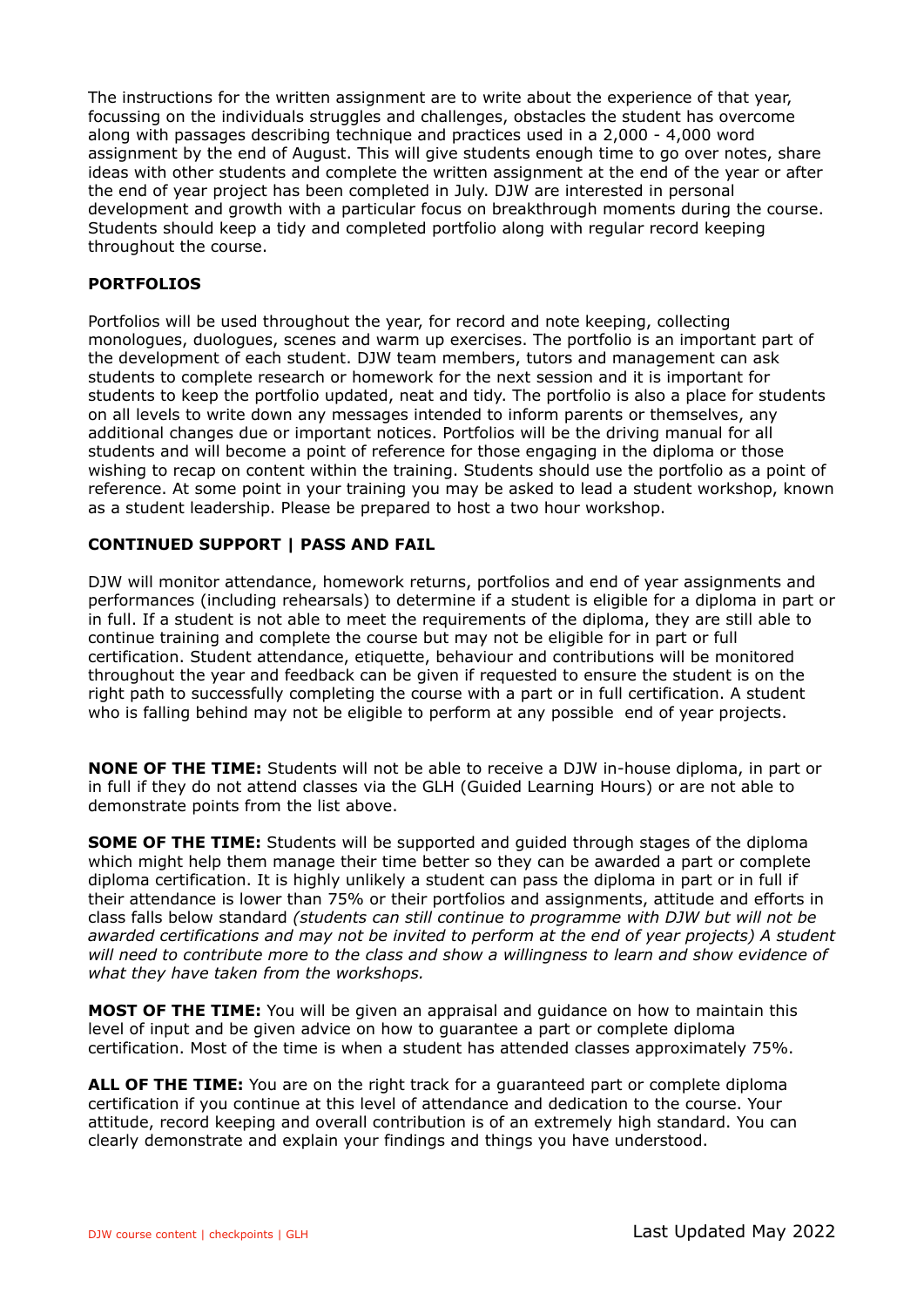The instructions for the written assignment are to write about the experience of that year, focussing on the individuals struggles and challenges, obstacles the student has overcome along with passages describing technique and practices used in a 2,000 - 4,000 word assignment by the end of August. This will give students enough time to go over notes, share ideas with other students and complete the written assignment at the end of the year or after the end of year project has been completed in July. DJW are interested in personal development and growth with a particular focus on breakthrough moments during the course. Students should keep a tidy and completed portfolio along with regular record keeping throughout the course.

## PORTFOLIOS

Portfolios will be used throughout the year, for record and note keeping, collecting monologues, duologues, scenes and warm up exercises. The portfolio is an important part of the development of each student. DJW team members, tutors and management can ask students to complete research or homework for the next session and it is important for students to keep the portfolio updated, neat and tidy. The portfolio is also a place for students on all levels to write down any messages intended to inform parents or themselves, any additional changes due or important notices. Portfolios will be the driving manual for all students and will become a point of reference for those engaging in the diploma or those wishing to recap on content within the training. Students should use the portfolio as a point of reference. At some point in your training you may be asked to lead a student workshop, known as a student leadership. Please be prepared to host a two hour workshop.

## CONTINUED SUPPORT | PASS AND FAIL

DJW will monitor attendance, homework returns, portfolios and end of year assignments and performances (including rehearsals) to determine if a student is eligible for a diploma in part or in full. If a student is not able to meet the requirements of the diploma, they are still able to continue training and complete the course but may not be eligible for in part or full certification. Student attendance, etiquette, behaviour and contributions will be monitored throughout the year and feedback can be given if requested to ensure the student is on the right path to successfully completing the course with a part or in full certification. A student who is falling behind may not be eligible to perform at any possible end of year projects.

**NONE OF THE TIME:** Students will not be able to receive a DJW in-house diploma, in part or in full if they do not attend classes via the GLH (Guided Learning Hours) or are not able to demonstrate points from the list above.

**SOME OF THE TIME:** Students will be supported and guided through stages of the diploma which might help them manage their time better so they can be awarded a part or complete diploma certification. It is highly unlikely a student can pass the diploma in part or in full if their attendance is lower than 75% or their portfolios and assignments, attitude and efforts in class falls below standard *(students can still continue to programme with DJW but will not be awarded certifications and may not be invited to perform at the end of year projects) A student will need to contribute more to the class and show a willingness to learn and show evidence of what they have taken from the workshops.*

**MOST OF THE TIME:** You will be given an appraisal and guidance on how to maintain this level of input and be given advice on how to guarantee a part or complete diploma certification. Most of the time is when a student has attended classes approximately 75%.

**ALL OF THE TIME:** You are on the right track for a guaranteed part or complete diploma certification if you continue at this level of attendance and dedication to the course. Your attitude, record keeping and overall contribution is of an extremely high standard. You can clearly demonstrate and explain your findings and things you have understood.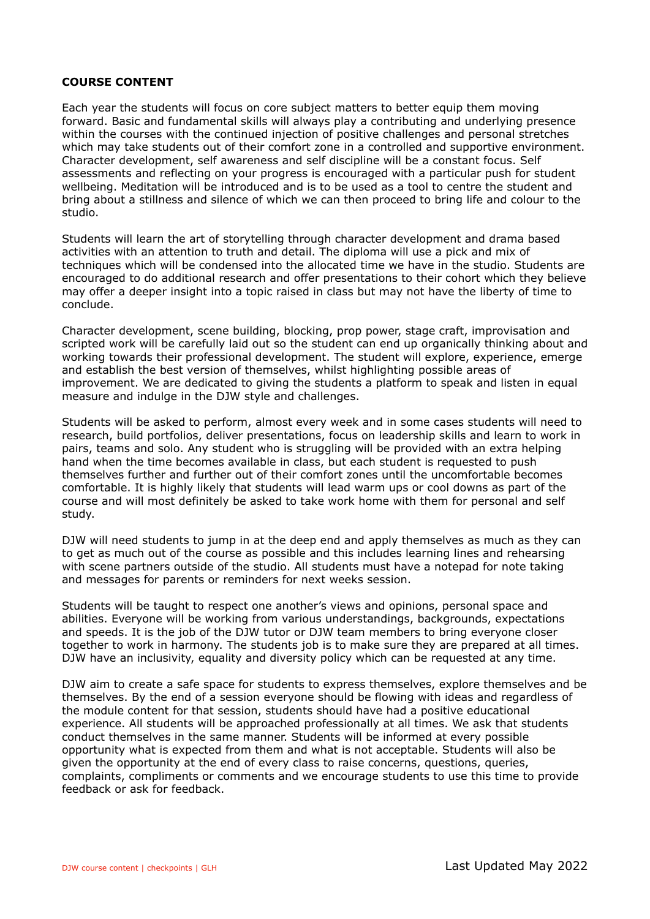**COURSE CONTENT**

Each year the students will focus on core subject matters to better equip them moving forward. Basic and fundamental skills will always play a contributing and underlying presence within the courses with the continued injection of positive challenges and personal stretches which may take students out of their comfort zone in a controlled and supportive environment. Character development, self awareness and self discipline will be a constant focus. Self assessments and reflecting on your progress is encouraged with a particular push for student wellbeing. Meditation will be introduced and is to be used as a tool to centre the student and bring about a stillness and silence of which we can then proceed to bring life and colour to the studio.

Students will learn the art of storytelling through character development and drama based activities with an attention to truth and detail. The diploma will use a pick and mix of techniques which will be condensed into the allocated time we have in the studio. Students are encouraged to do additional research and offer presentations to their cohort which they believe may offer a deeper insight into a topic raised in class but may not have the liberty of time to conclude.

Character development, scene building, blocking, prop power, stage craft, improvisation and scripted work will be carefully laid out so the student can end up organically thinking about and working towards their professional development. The student will explore, experience, emerge and establish the best version of themselves, whilst highlighting possible areas of improvement. We are dedicated to giving the students a platform to speak and listen in equal measure and indulge in the DJW style and challenges.

Students will be asked to perform, almost every week and in some cases students will need to research, build portfolios, deliver presentations, focus on leadership skills and learn to work in pairs, teams and solo. Any student who is struggling will be provided with an extra helping hand when the time becomes available in class, but each student is requested to push themselves further and further out of their comfort zones until the uncomfortable becomes comfortable. It is highly likely that students will lead warm ups or cool downs as part of the course and will most definitely be asked to take work home with them for personal and self study.

DJW will need students to jump in at the deep end and apply themselves as much as they can to get as much out of the course as possible and this includes learning lines and rehearsing with scene partners outside of the studio. All students must have a notepad for note taking and messages for parents or reminders for next weeks session.

Students will be taught to respect one another's views and opinions, personal space and abilities. Everyone will be working from various understandings, backgrounds, expectations and speeds. It is the job of the DJW tutor or DJW team members to bring everyone closer together to work in harmony. The students job is to make sure they are prepared at all times. DJW have an inclusivity, equality and diversity policy which can be requested at any time.

DJW aim to create a safe space for students to express themselves, explore themselves and be themselves. By the end of a session everyone should be flowing with ideas and regardless of the module content for that session, students should have had a positive educational experience. All students will be approached professionally at all times. We ask that students conduct themselves in the same manner. Students will be informed at every possible opportunity what is expected from them and what is not acceptable. Students will also be given the opportunity at the end of every class to raise concerns, questions, queries, complaints, compliments or comments and we encourage students to use this time to provide feedback or ask for feedback.